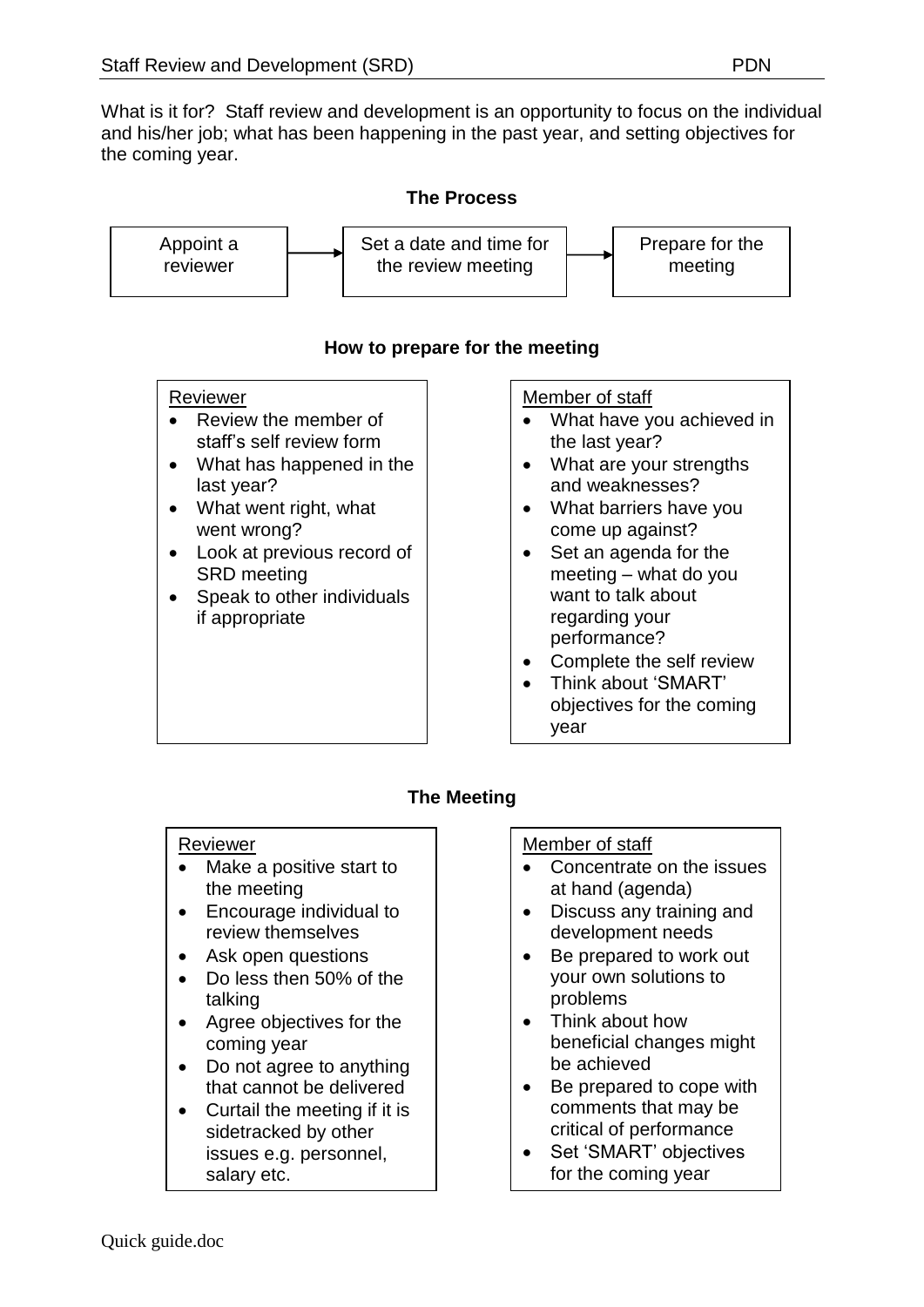What is it for? Staff review and development is an opportunity to focus on the individual and his/her job; what has been happening in the past year, and setting objectives for the coming year.

## The Process

Appoint a reviewer → Set a date and time for the review meeting → Prepare for the meeting

## How to prepare for the meeting

**Reviewer**

- Review the member of staff's self review form
- What has happened in the last year?
- What went right, what went wrong?
- Look at previous record of SRD meeting
- Speak to other individuals if appropriate

**Member of staff**

- What have you achieved in the last year?
- What are your strengths and weaknesses?
- What barriers have you come up against?
- Set an agenda for the meeting – what do you want to talk about regarding your performance?
- Complete the self review
- Think about 'SMART' objectives for the coming year

## The Meeting

**Reviewer**

- Make a positive start to the meeting
- Encourage individual to review themselves
- Ask open questions
- Do less then 50% of the talking
- Agree objectives for the coming year
- Do not agree to anything that cannot be delivered
- Curtail the meeting if it is sidetracked by other issues e.g. personnel, salary etc.

**Member of staff**

- Concentrate on the issues at hand (agenda)
- Discuss any training and development needs
- Be prepared to work out your own solutions to problems
- Think about how beneficial changes might be achieved
- Be prepared to cope with comments that may be critical of performance
- Set 'SMART' objectives for the coming year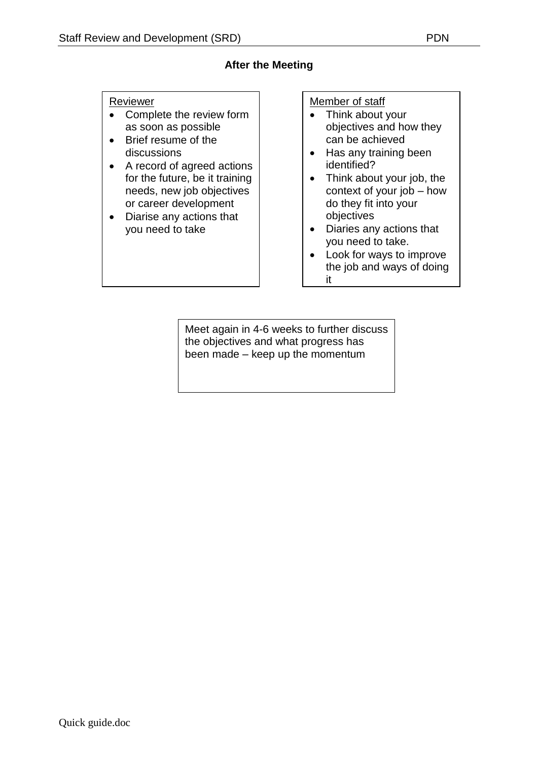## After the Meeting

Reviewer

- Complete the review form as soon as possible
- Brief resume of the discussions
- A record of agreed actions for the future, be it training needs, new job objectives or career development
- Diarise any actions that you need to take

Member of staff

- Think about your objectives and how they can be achieved
- Has any training been identified?
- Think about your job, the context of your job – how do they fit into your objectives
- Diaries any actions that you need to take.
- Look for ways to improve the job and ways of doing it

Meet again in 4-6 weeks to further discuss the objectives and what progress has been made – keep up the momentum